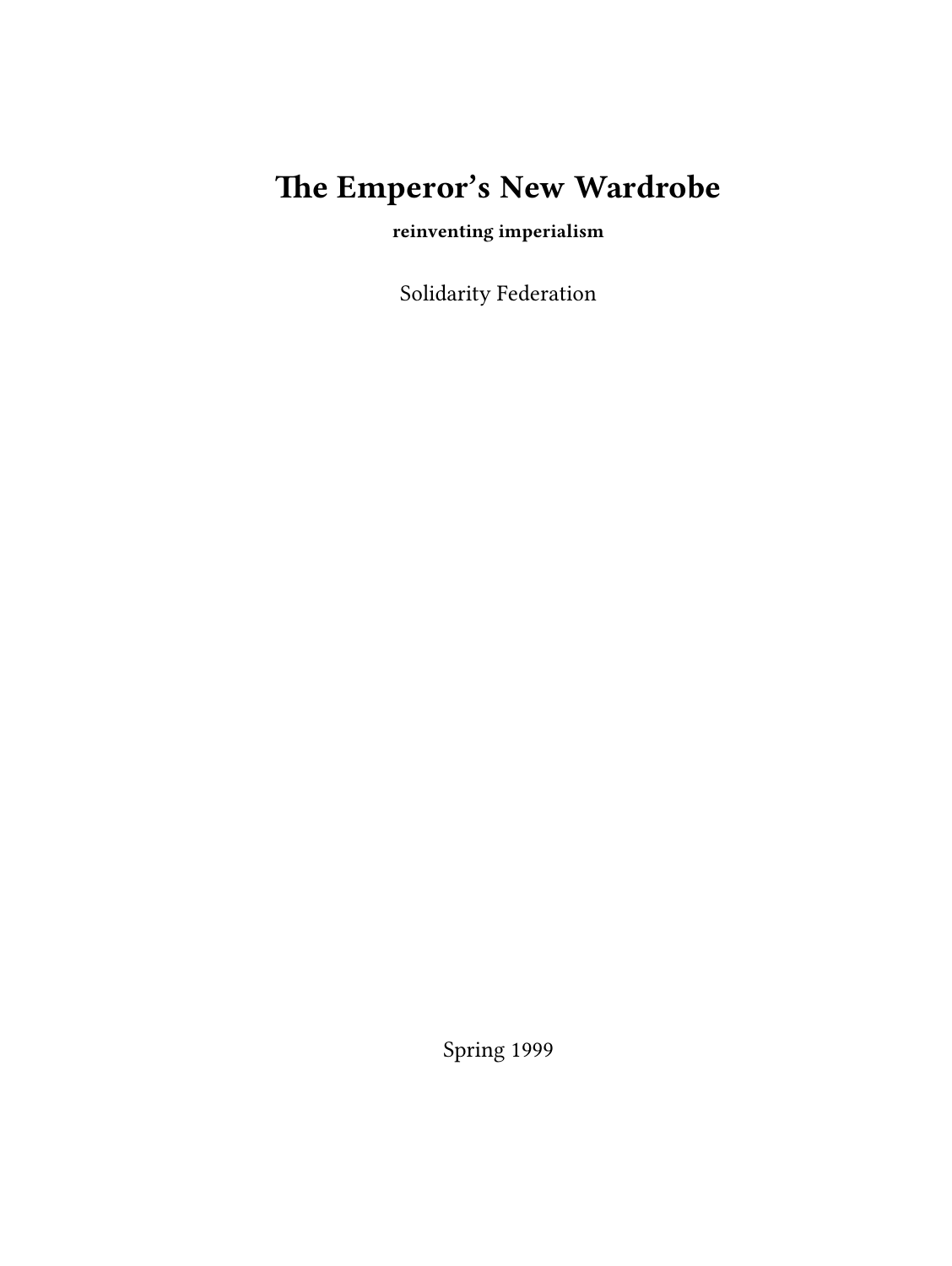# The Emperor's New Wardrobe

**reinventing imperialism**

Solidarity Federation

Spring 1999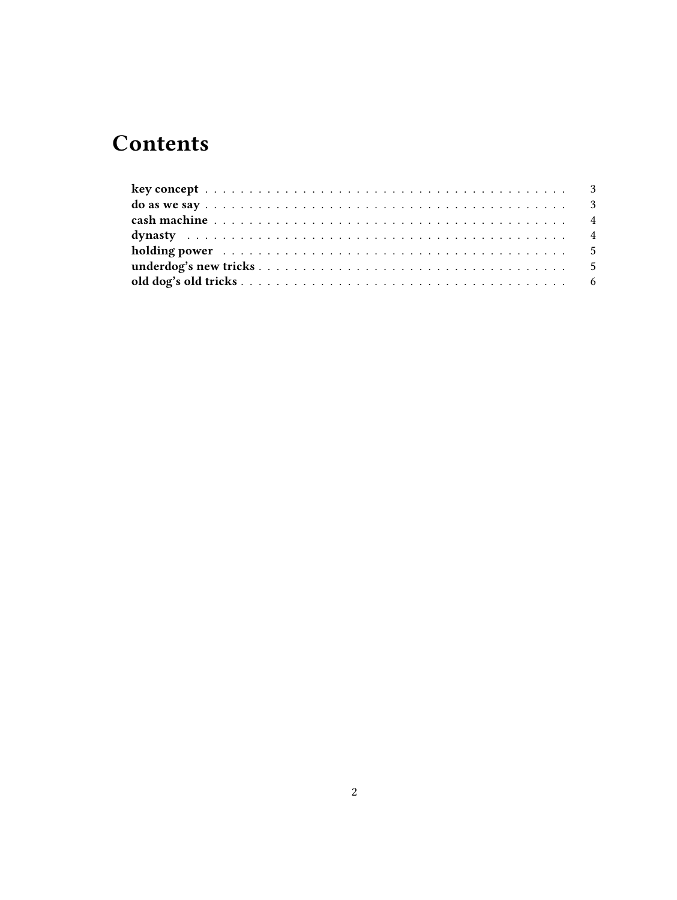# Contents

- **key concept** . . . . . . . . . . 3
- **do as we say** . . . . . . . . . . 3
- **cash machine** . . . . . . . . . . 4
- **dynasty** . . . . . . . . . . 4
- **holding power** . . . . . . . . . . 5
- **underdog's new tricks** . . . . . . . . . . 5
- **old dog's old tricks** . . . . . . . . . . 6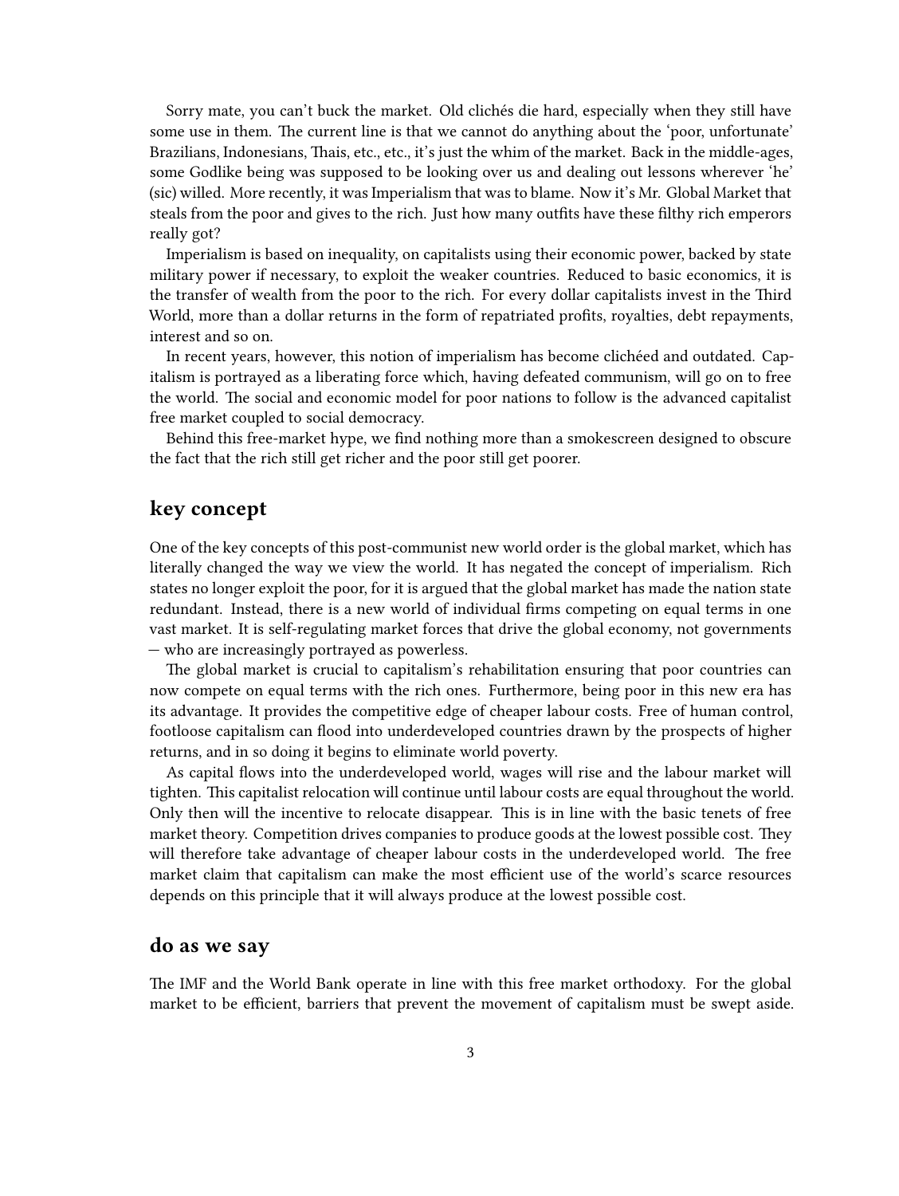Sorry mate, you can't buck the market. Old clichés die hard, especially when they still have some use in them. The current line is that we cannot do anything about the 'poor, unfortunate' Brazilians, Indonesians, Thais, etc., etc., it's just the whim of the market. Back in the middle-ages, some Godlike being was supposed to be looking over us and dealing out lessons wherever 'he' (sic) willed. More recently, it was Imperialism that was to blame. Now it's Mr. Global Market that steals from the poor and gives to the rich. Just how many outfits have these filthy rich emperors really got?

Imperialism is based on inequality, on capitalists using their economic power, backed by state military power if necessary, to exploit the weaker countries. Reduced to basic economics, it is the transfer of wealth from the poor to the rich. For every dollar capitalists invest in the Third World, more than a dollar returns in the form of repatriated profits, royalties, debt repayments, interest and so on.

In recent years, however, this notion of imperialism has become clichéed and outdated. Capitalism is portrayed as a liberating force which, having defeated communism, will go on to free the world. The social and economic model for poor nations to follow is the advanced capitalist free market coupled to social democracy.

Behind this free-market hype, we find nothing more than a smokescreen designed to obscure the fact that the rich still get richer and the poor still get poorer.

## key concept

One of the key concepts of this post-communist new world order is the global market, which has literally changed the way we view the world. It has negated the concept of imperialism. Rich states no longer exploit the poor, for it is argued that the global market has made the nation state redundant. Instead, there is a new world of individual firms competing on equal terms in one vast market. It is self-regulating market forces that drive the global economy, not governments — who are increasingly portrayed as powerless.

The global market is crucial to capitalism's rehabilitation ensuring that poor countries can now compete on equal terms with the rich ones. Furthermore, being poor in this new era has its advantage. It provides the competitive edge of cheaper labour costs. Free of human control, footloose capitalism can flood into underdeveloped countries drawn by the prospects of higher returns, and in so doing it begins to eliminate world poverty.

As capital flows into the underdeveloped world, wages will rise and the labour market will tighten. This capitalist relocation will continue until labour costs are equal throughout the world. Only then will the incentive to relocate disappear. This is in line with the basic tenets of free market theory. Competition drives companies to produce goods at the lowest possible cost. They will therefore take advantage of cheaper labour costs in the underdeveloped world. The free market claim that capitalism can make the most efficient use of the world's scarce resources depends on this principle that it will always produce at the lowest possible cost.

## do as we say

The IMF and the World Bank operate in line with this free market orthodoxy. For the global market to be efficient, barriers that prevent the movement of capitalism must be swept aside.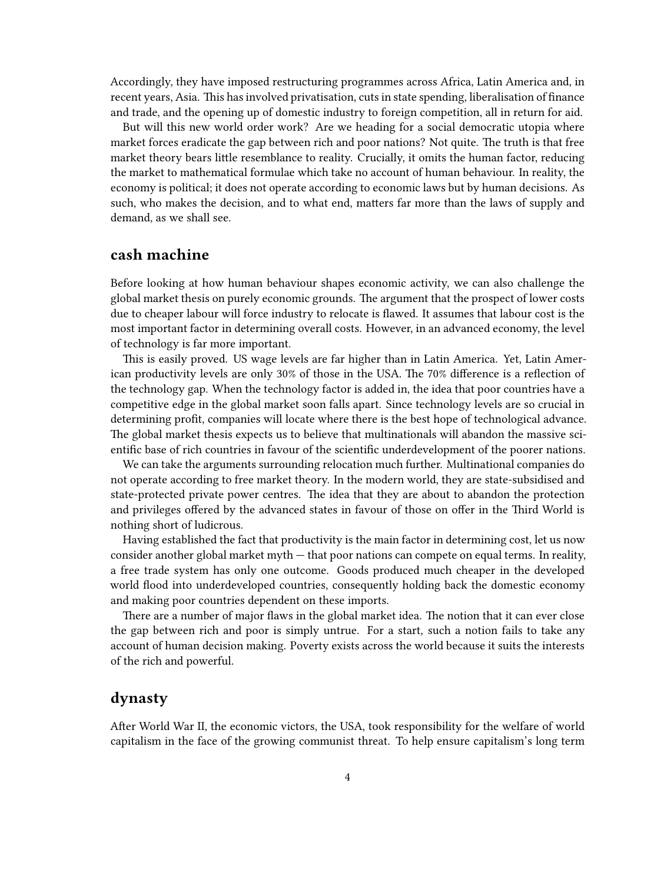Accordingly, they have imposed restructuring programmes across Africa, Latin America and, in recent years, Asia. This has involved privatisation, cuts in state spending, liberalisation of finance and trade, and the opening up of domestic industry to foreign competition, all in return for aid.

But will this new world order work? Are we heading for a social democratic utopia where market forces eradicate the gap between rich and poor nations? Not quite. The truth is that free market theory bears little resemblance to reality. Crucially, it omits the human factor, reducing the market to mathematical formulae which take no account of human behaviour. In reality, the economy is political; it does not operate according to economic laws but by human decisions. As such, who makes the decision, and to what end, matters far more than the laws of supply and demand, as we shall see.

## cash machine

Before looking at how human behaviour shapes economic activity, we can also challenge the global market thesis on purely economic grounds. The argument that the prospect of lower costs due to cheaper labour will force industry to relocate is flawed. It assumes that labour cost is the most important factor in determining overall costs. However, in an advanced economy, the level of technology is far more important.

This is easily proved. US wage levels are far higher than in Latin America. Yet, Latin American productivity levels are only 30% of those in the USA. The 70% difference is a reflection of the technology gap. When the technology factor is added in, the idea that poor countries have a competitive edge in the global market soon falls apart. Since technology levels are so crucial in determining profit, companies will locate where there is the best hope of technological advance. The global market thesis expects us to believe that multinationals will abandon the massive scientific base of rich countries in favour of the scientific underdevelopment of the poorer nations.

We can take the arguments surrounding relocation much further. Multinational companies do not operate according to free market theory. In the modern world, they are state-subsidised and state-protected private power centres. The idea that they are about to abandon the protection and privileges offered by the advanced states in favour of those on offer in the Third World is nothing short of ludicrous.

Having established the fact that productivity is the main factor in determining cost, let us now consider another global market myth — that poor nations can compete on equal terms. In reality, a free trade system has only one outcome. Goods produced much cheaper in the developed world flood into underdeveloped countries, consequently holding back the domestic economy and making poor countries dependent on these imports.

There are a number of major flaws in the global market idea. The notion that it can ever close the gap between rich and poor is simply untrue. For a start, such a notion fails to take any account of human decision making. Poverty exists across the world because it suits the interests of the rich and powerful.

## dynasty

After World War II, the economic victors, the USA, took responsibility for the welfare of world capitalism in the face of the growing communist threat. To help ensure capitalism's long term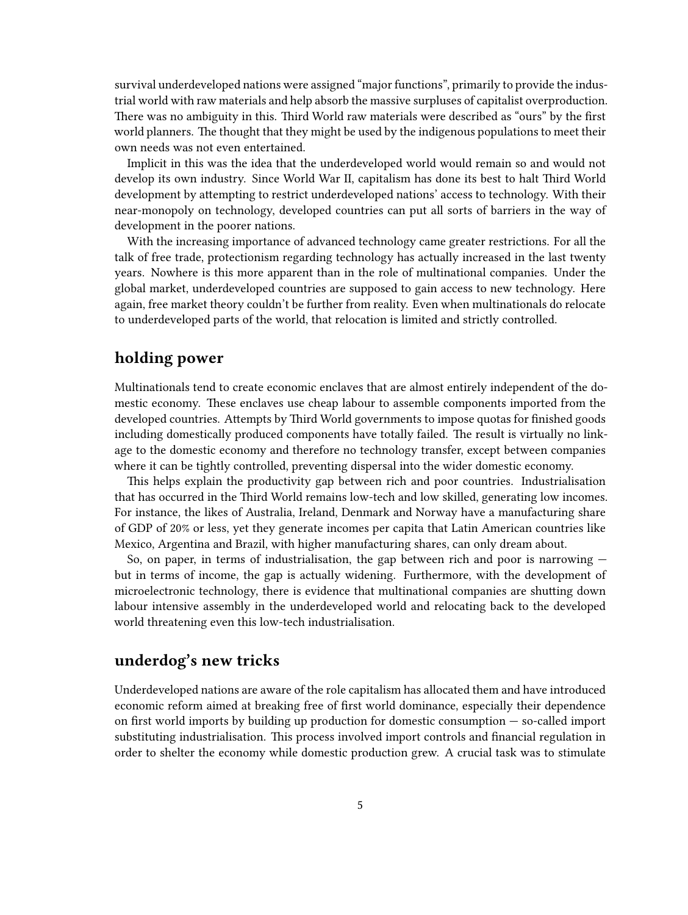survival underdeveloped nations were assigned "major functions", primarily to provide the industrial world with raw materials and help absorb the massive surpluses of capitalist overproduction. There was no ambiguity in this. Third World raw materials were described as "ours" by the first world planners. The thought that they might be used by the indigenous populations to meet their own needs was not even entertained.

Implicit in this was the idea that the underdeveloped world would remain so and would not develop its own industry. Since World War II, capitalism has done its best to halt Third World development by attempting to restrict underdeveloped nations' access to technology. With their near-monopoly on technology, developed countries can put all sorts of barriers in the way of development in the poorer nations.

With the increasing importance of advanced technology came greater restrictions. For all the talk of free trade, protectionism regarding technology has actually increased in the last twenty years. Nowhere is this more apparent than in the role of multinational companies. Under the global market, underdeveloped countries are supposed to gain access to new technology. Here again, free market theory couldn't be further from reality. Even when multinationals do relocate to underdeveloped parts of the world, that relocation is limited and strictly controlled.

## holding power

Multinationals tend to create economic enclaves that are almost entirely independent of the domestic economy. These enclaves use cheap labour to assemble components imported from the developed countries. Attempts by Third World governments to impose quotas for finished goods including domestically produced components have totally failed. The result is virtually no linkage to the domestic economy and therefore no technology transfer, except between companies where it can be tightly controlled, preventing dispersal into the wider domestic economy.

This helps explain the productivity gap between rich and poor countries. Industrialisation that has occurred in the Third World remains low-tech and low skilled, generating low incomes. For instance, the likes of Australia, Ireland, Denmark and Norway have a manufacturing share of GDP of 20% or less, yet they generate incomes per capita that Latin American countries like Mexico, Argentina and Brazil, with higher manufacturing shares, can only dream about.

So, on paper, in terms of industrialisation, the gap between rich and poor is narrowing — but in terms of income, the gap is actually widening. Furthermore, with the development of microelectronic technology, there is evidence that multinational companies are shutting down labour intensive assembly in the underdeveloped world and relocating back to the developed world threatening even this low-tech industrialisation.

## underdog's new tricks

Underdeveloped nations are aware of the role capitalism has allocated them and have introduced economic reform aimed at breaking free of first world dominance, especially their dependence on first world imports by building up production for domestic consumption — so-called import substituting industrialisation. This process involved import controls and financial regulation in order to shelter the economy while domestic production grew. A crucial task was to stimulate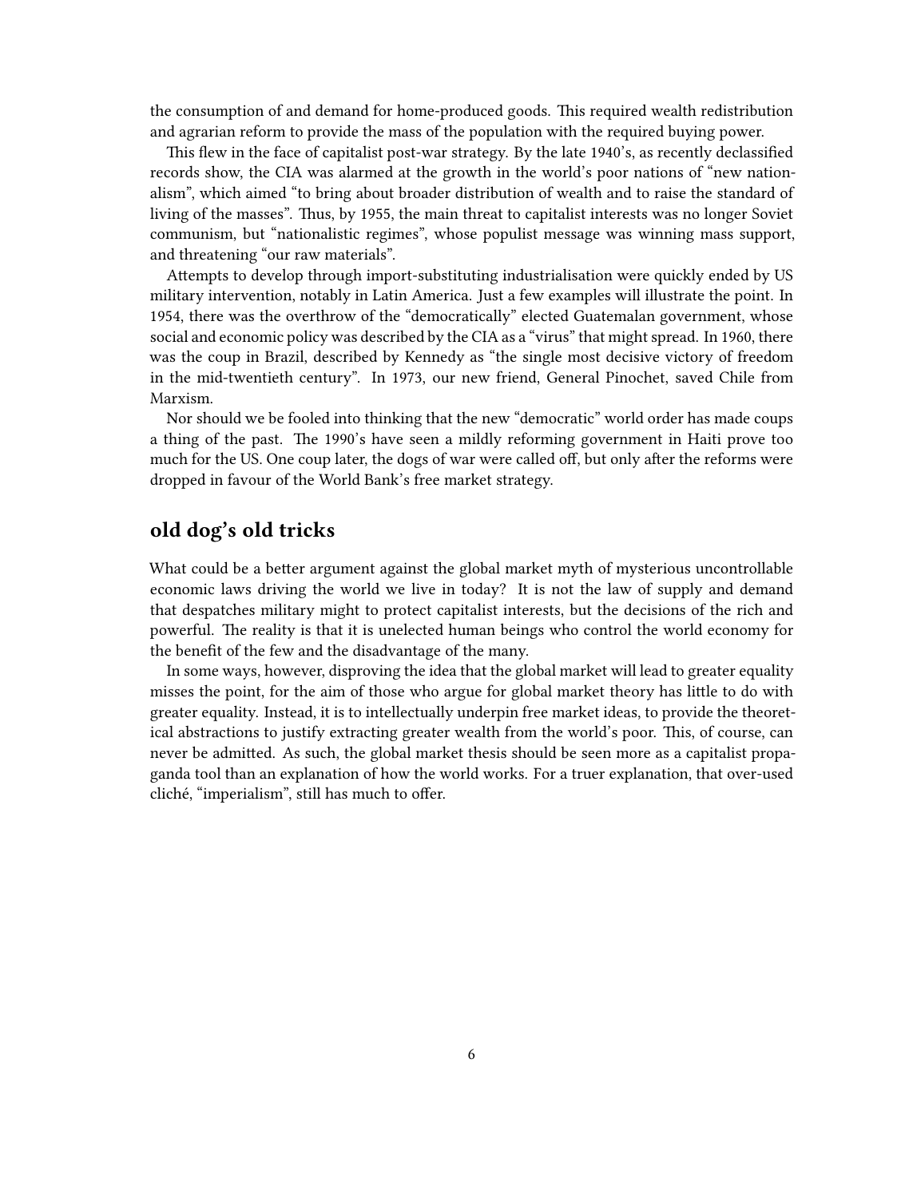the consumption of and demand for home-produced goods. This required wealth redistribution and agrarian reform to provide the mass of the population with the required buying power.

This flew in the face of capitalist post-war strategy. By the late 1940's, as recently declassified records show, the CIA was alarmed at the growth in the world's poor nations of "new nationalism", which aimed "to bring about broader distribution of wealth and to raise the standard of living of the masses". Thus, by 1955, the main threat to capitalist interests was no longer Soviet communism, but "nationalistic regimes", whose populist message was winning mass support, and threatening "our raw materials".

Attempts to develop through import-substituting industrialisation were quickly ended by US military intervention, notably in Latin America. Just a few examples will illustrate the point. In 1954, there was the overthrow of the "democratically" elected Guatemalan government, whose social and economic policy was described by the CIA as a "virus" that might spread. In 1960, there was the coup in Brazil, described by Kennedy as "the single most decisive victory of freedom in the mid-twentieth century". In 1973, our new friend, General Pinochet, saved Chile from Marxism.

Nor should we be fooled into thinking that the new "democratic" world order has made coups a thing of the past. The 1990's have seen a mildly reforming government in Haiti prove too much for the US. One coup later, the dogs of war were called off, but only after the reforms were dropped in favour of the World Bank's free market strategy.

## old dog's old tricks

What could be a better argument against the global market myth of mysterious uncontrollable economic laws driving the world we live in today? It is not the law of supply and demand that despatches military might to protect capitalist interests, but the decisions of the rich and powerful. The reality is that it is unelected human beings who control the world economy for the benefit of the few and the disadvantage of the many.

In some ways, however, disproving the idea that the global market will lead to greater equality misses the point, for the aim of those who argue for global market theory has little to do with greater equality. Instead, it is to intellectually underpin free market ideas, to provide the theoretical abstractions to justify extracting greater wealth from the world's poor. This, of course, can never be admitted. As such, the global market thesis should be seen more as a capitalist propaganda tool than an explanation of how the world works. For a truer explanation, that over-used cliché, "imperialism", still has much to offer.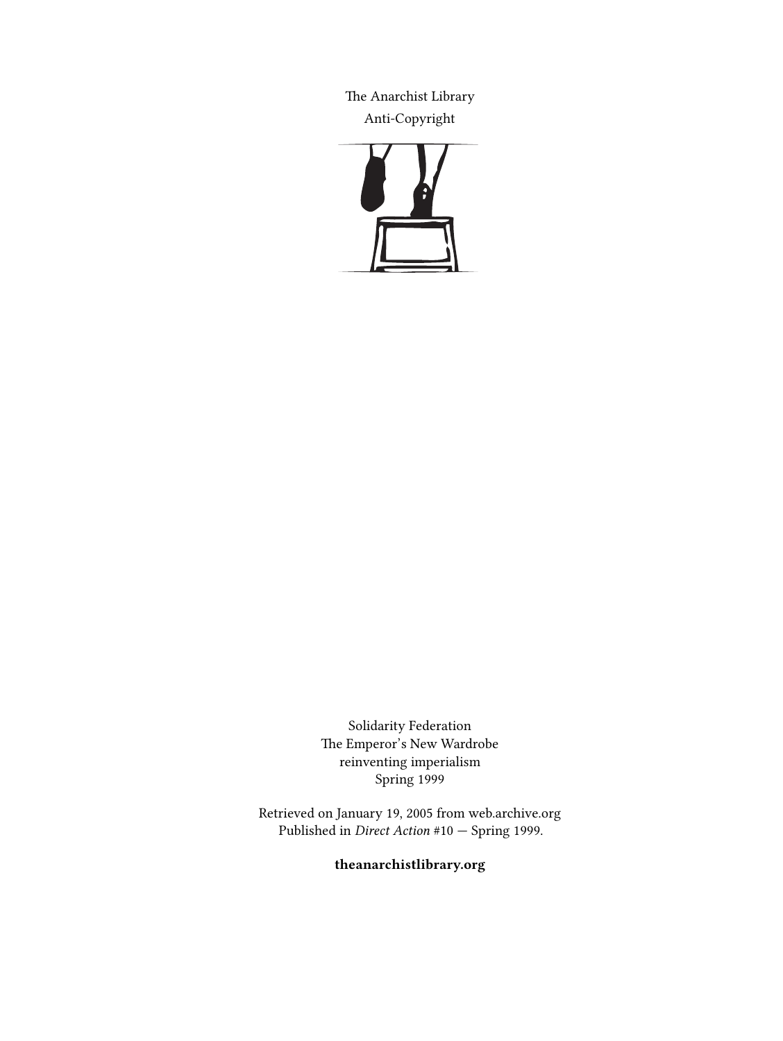The Anarchist Library
Anti-Copyright

Solidarity Federation
The Emperor's New Wardrobe
reinventing imperialism
Spring 1999

Retrieved on January 19, 2005 from web.archive.org
Published in *Direct Action* #10 — Spring 1999.

**theanarchistlibrary.org**